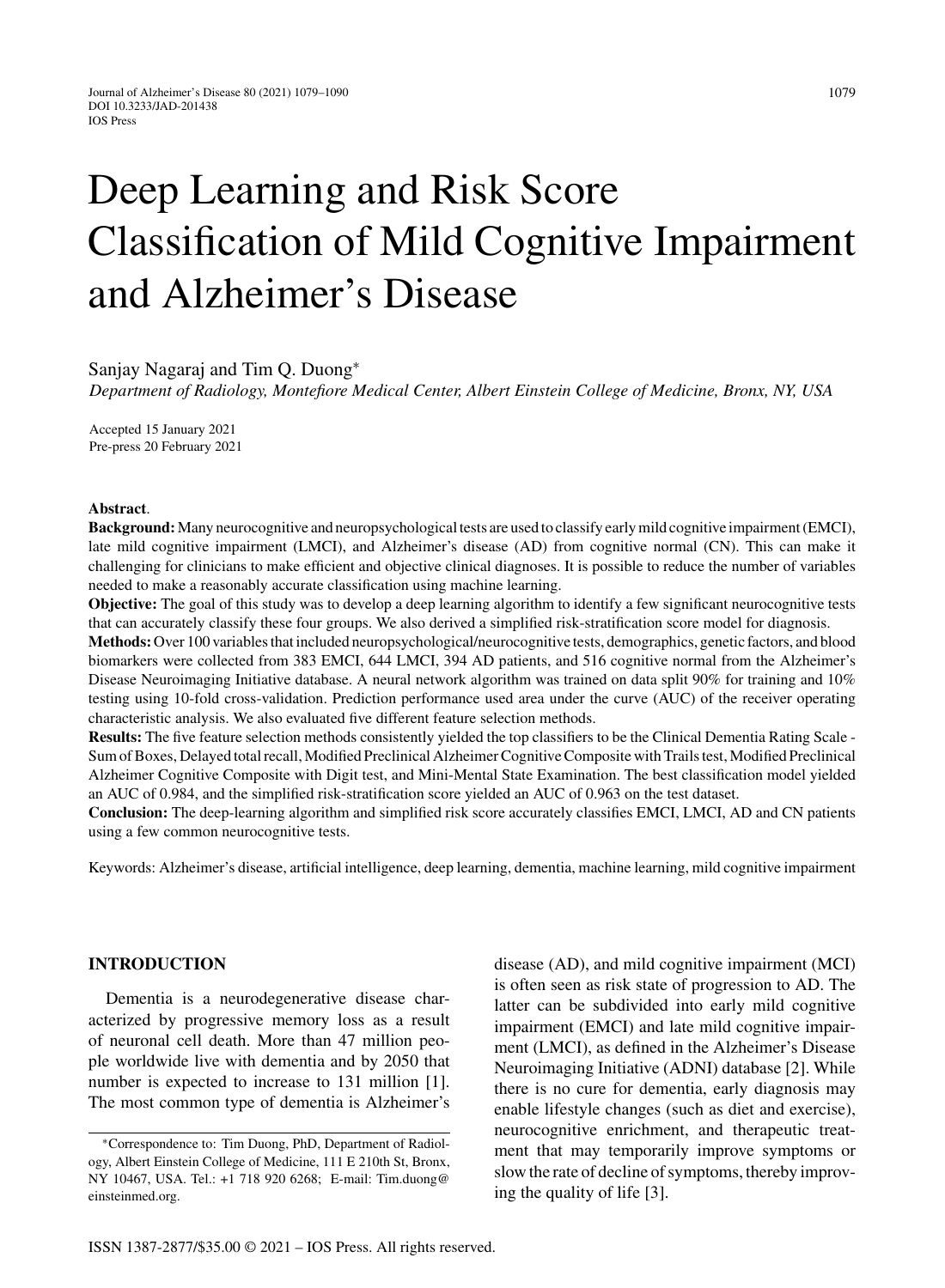# Deep Learning and Risk Score Classification of Mild Cognitive Impairment and Alzheimer's Disease

Sanjay Nagaraj and Tim Q. Duong*

*Department of Radiology, Montefiore Medical Center, Albert Einstein College of Medicine, Bronx, NY, USA*

Accepted 15 January 2021
Pre-press 20 February 2021

**Abstract**.

**Background:** Many neurocognitive and neuropsychological tests are used to classify early mild cognitive impairment (EMCI), late mild cognitive impairment (LMCI), and Alzheimer's disease (AD) from cognitive normal (CN). This can make it challenging for clinicians to make efficient and objective clinical diagnoses. It is possible to reduce the number of variables needed to make a reasonably accurate classification using machine learning.

**Objective:** The goal of this study was to develop a deep learning algorithm to identify a few significant neurocognitive tests that can accurately classify these four groups. We also derived a simplified risk-stratification score model for diagnosis.

**Methods:** Over 100 variables that included neuropsychological/neurocognitive tests, demographics, genetic factors, and blood biomarkers were collected from 383 EMCI, 644 LMCI, 394 AD patients, and 516 cognitive normal from the Alzheimer's Disease Neuroimaging Initiative database. A neural network algorithm was trained on data split 90% for training and 10% testing using 10-fold cross-validation. Prediction performance used area under the curve (AUC) of the receiver operating characteristic analysis. We also evaluated five different feature selection methods.

**Results:** The five feature selection methods consistently yielded the top classifiers to be the Clinical Dementia Rating Scale - Sum of Boxes, Delayed total recall, Modified Preclinical Alzheimer Cognitive Composite with Trails test, Modified Preclinical Alzheimer Cognitive Composite with Digit test, and Mini-Mental State Examination. The best classification model yielded an AUC of 0.984, and the simplified risk-stratification score yielded an AUC of 0.963 on the test dataset.

**Conclusion:** The deep-learning algorithm and simplified risk score accurately classifies EMCI, LMCI, AD and CN patients using a few common neurocognitive tests.

Keywords: Alzheimer's disease, artificial intelligence, deep learning, dementia, machine learning, mild cognitive impairment

## INTRODUCTION

Dementia is a neurodegenerative disease characterized by progressive memory loss as a result of neuronal cell death. More than 47 million people worldwide live with dementia and by 2050 that number is expected to increase to 131 million [1]. The most common type of dementia is Alzheimer's disease (AD), and mild cognitive impairment (MCI) is often seen as risk state of progression to AD. The latter can be subdivided into early mild cognitive impairment (EMCI) and late mild cognitive impairment (LMCI), as defined in the Alzheimer's Disease Neuroimaging Initiative (ADNI) database [2]. While there is no cure for dementia, early diagnosis may enable lifestyle changes (such as diet and exercise), neurocognitive enrichment, and therapeutic treatment that may temporarily improve symptoms or slow the rate of decline of symptoms, thereby improving the quality of life [3].

*Correspondence to: Tim Duong, PhD, Department of Radiology, Albert Einstein College of Medicine, 111 E 210th St, Bronx, NY 10467, USA. Tel.: +1 718 920 6268; E-mail: Tim.duong@einsteinmed.org.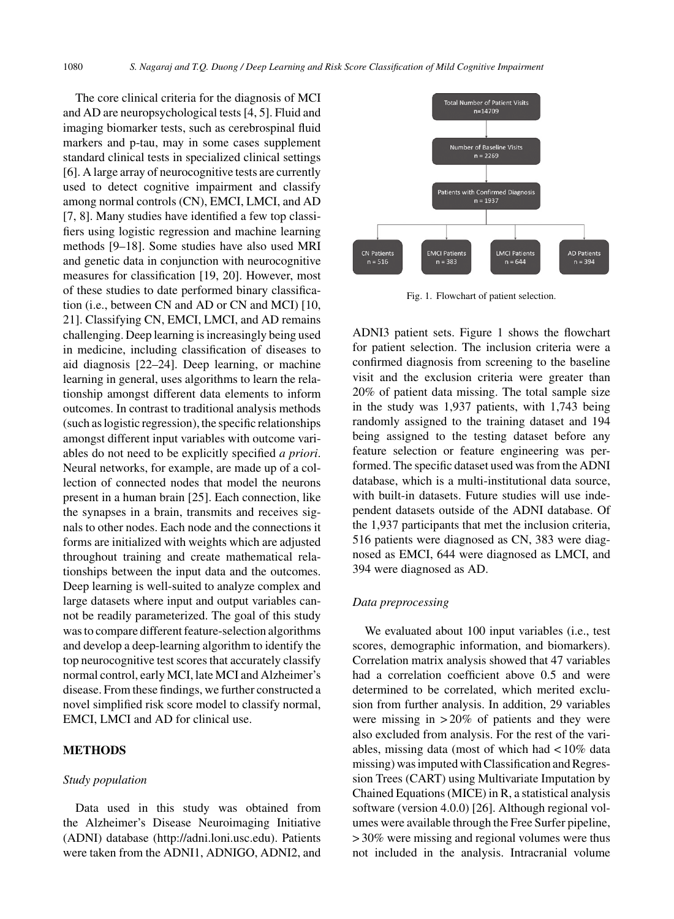The core clinical criteria for the diagnosis of MCI and AD are neuropsychological tests [4, 5]. Fluid and imaging biomarker tests, such as cerebrospinal fluid markers and p-tau, may in some cases supplement standard clinical tests in specialized clinical settings [6]. A large array of neurocognitive tests are currently used to detect cognitive impairment and classify among normal controls (CN), EMCI, LMCI, and AD [7, 8]. Many studies have identified a few top classifiers using logistic regression and machine learning methods [9–18]. Some studies have also used MRI and genetic data in conjunction with neurocognitive measures for classification [19, 20]. However, most of these studies to date performed binary classification (i.e., between CN and AD or CN and MCI) [10, 21]. Classifying CN, EMCI, LMCI, and AD remains challenging. Deep learning is increasingly being used in medicine, including classification of diseases to aid diagnosis [22–24]. Deep learning, or machine learning in general, uses algorithms to learn the relationship amongst different data elements to inform outcomes. In contrast to traditional analysis methods (such as logistic regression), the specific relationships amongst different input variables with outcome variables do not need to be explicitly specified *a priori*. Neural networks, for example, are made up of a collection of connected nodes that model the neurons present in a human brain [25]. Each connection, like the synapses in a brain, transmits and receives signals to other nodes. Each node and the connections it forms are initialized with weights which are adjusted throughout training and create mathematical relationships between the input data and the outcomes. Deep learning is well-suited to analyze complex and large datasets where input and output variables cannot be readily parameterized. The goal of this study was to compare different feature-selection algorithms and develop a deep-learning algorithm to identify the top neurocognitive test scores that accurately classify normal control, early MCI, late MCI and Alzheimer's disease. From these findings, we further constructed a novel simplified risk score model to classify normal, EMCI, LMCI and AD for clinical use.

## METHODS

### *Study population*

Data used in this study was obtained from the Alzheimer's Disease Neuroimaging Initiative (ADNI) database (http://adni.loni.usc.edu). Patients were taken from the ADNI1, ADNIGO, ADNI2, and ADNI3 patient sets. Figure 1 shows the flowchart for patient selection. The inclusion criteria were a confirmed diagnosis from screening to the baseline visit and the exclusion criteria were greater than 20% of patient data missing. The total sample size in the study was 1,937 patients, with 1,743 being randomly assigned to the training dataset and 194 being assigned to the testing dataset before any feature selection or feature engineering was performed. The specific dataset used was from the ADNI database, which is a multi-institutional data source, with built-in datasets. Future studies will use independent datasets outside of the ADNI database. Of the 1,937 participants that met the inclusion criteria, 516 patients were diagnosed as CN, 383 were diagnosed as EMCI, 644 were diagnosed as LMCI, and 394 were diagnosed as AD.

Total Number of Patient Visits n=14709
→ Number of Baseline Visits n = 2269
→ Patients with Confirmed Diagnosis n = 1937
→ CN Patients n = 516 | EMCI Patients n = 383 | LMCI Patients n = 644 | AD Patients n = 394

Fig. 1. Flowchart of patient selection.

### *Data preprocessing*

We evaluated about 100 input variables (i.e., test scores, demographic information, and biomarkers). Correlation matrix analysis showed that 47 variables had a correlation coefficient above 0.5 and were determined to be correlated, which merited exclusion from further analysis. In addition, 29 variables were missing in >20% of patients and they were also excluded from analysis. For the rest of the variables, missing data (most of which had <10% data missing) was imputed with Classification and Regression Trees (CART) using Multivariate Imputation by Chained Equations (MICE) in R, a statistical analysis software (version 4.0.0) [26]. Although regional volumes were available through the Free Surfer pipeline, >30% were missing and regional volumes were thus not included in the analysis. Intracranial volume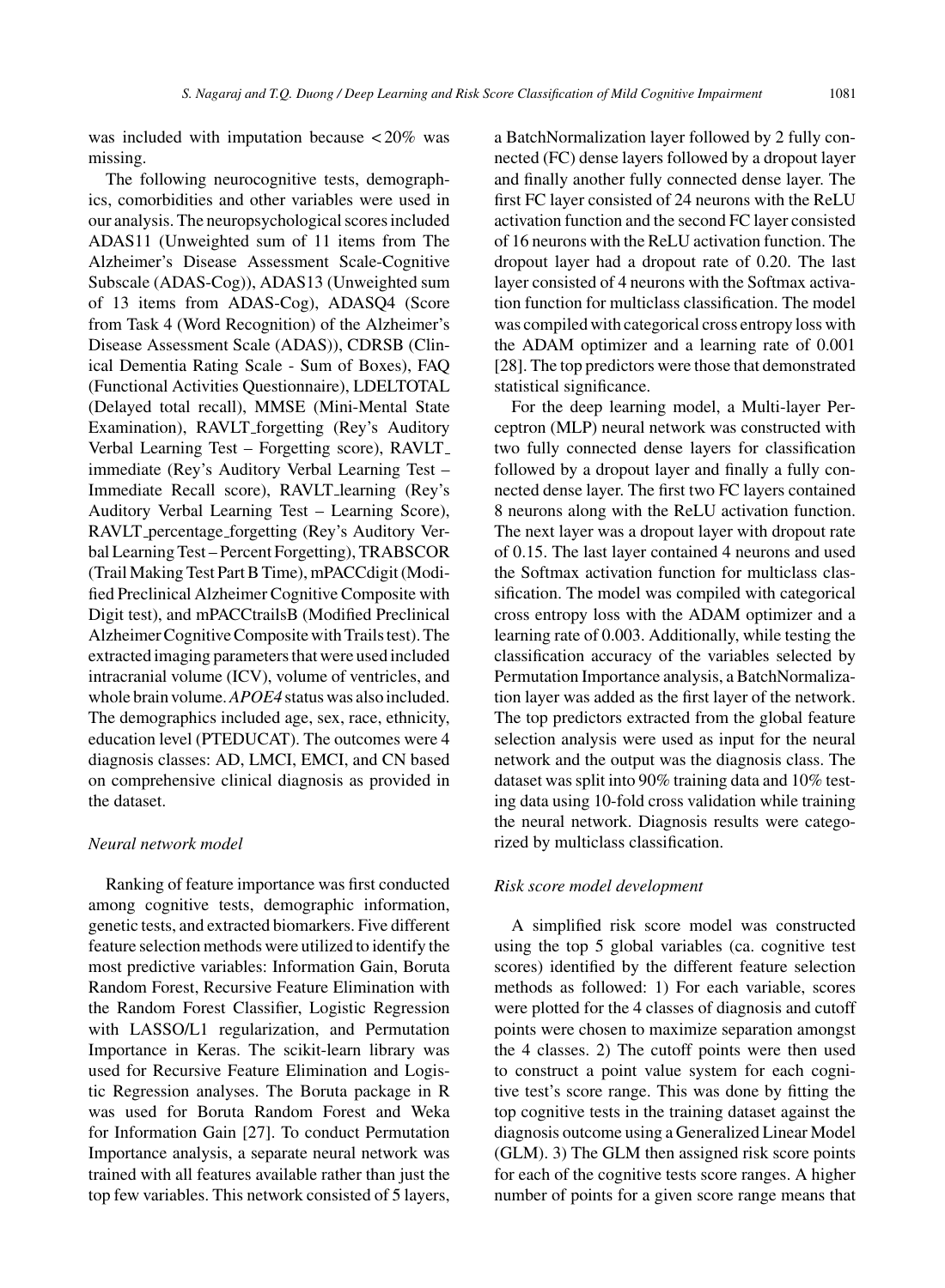was included with imputation because $<20\%$ was missing.

The following neurocognitive tests, demographics, comorbidities and other variables were used in our analysis. The neuropsychological scores included ADAS11 (Unweighted sum of 11 items from The Alzheimer's Disease Assessment Scale-Cognitive Subscale (ADAS-Cog)), ADAS13 (Unweighted sum of 13 items from ADAS-Cog), ADASQ4 (Score from Task 4 (Word Recognition) of the Alzheimer's Disease Assessment Scale (ADAS)), CDRSB (Clinical Dementia Rating Scale - Sum of Boxes), FAQ (Functional Activities Questionnaire), LDELTOTAL (Delayed total recall), MMSE (Mini-Mental State Examination), RAVLT_forgetting (Rey's Auditory Verbal Learning Test – Forgetting score), RAVLT_immediate (Rey's Auditory Verbal Learning Test – Immediate Recall score), RAVLT_learning (Rey's Auditory Verbal Learning Test – Learning Score), RAVLT_percentage_forgetting (Rey's Auditory Verbal Learning Test – Percent Forgetting), TRABSCOR (Trail Making Test Part B Time), mPACCdigit (Modified Preclinical Alzheimer Cognitive Composite with Digit test), and mPACCtrailsB (Modified Preclinical Alzheimer Cognitive Composite with Trails test). The extracted imaging parameters that were used included intracranial volume (ICV), volume of ventricles, and whole brain volume. *APOE4* status was also included. The demographics included age, sex, race, ethnicity, education level (PTEDUCAT). The outcomes were 4 diagnosis classes: AD, LMCI, EMCI, and CN based on comprehensive clinical diagnosis as provided in the dataset.

### *Neural network model*

Ranking of feature importance was first conducted among cognitive tests, demographic information, genetic tests, and extracted biomarkers. Five different feature selection methods were utilized to identify the most predictive variables: Information Gain, Boruta Random Forest, Recursive Feature Elimination with the Random Forest Classifier, Logistic Regression with LASSO/L1 regularization, and Permutation Importance in Keras. The scikit-learn library was used for Recursive Feature Elimination and Logistic Regression analyses. The Boruta package in R was used for Boruta Random Forest and Weka for Information Gain [27]. To conduct Permutation Importance analysis, a separate neural network was trained with all features available rather than just the top few variables. This network consisted of 5 layers, a BatchNormalization layer followed by 2 fully connected (FC) dense layers followed by a dropout layer and finally another fully connected dense layer. The first FC layer consisted of 24 neurons with the ReLU activation function and the second FC layer consisted of 16 neurons with the ReLU activation function. The dropout layer had a dropout rate of 0.20. The last layer consisted of 4 neurons with the Softmax activation function for multiclass classification. The model was compiled with categorical cross entropy loss with the ADAM optimizer and a learning rate of 0.001 [28]. The top predictors were those that demonstrated statistical significance.

For the deep learning model, a Multi-layer Perceptron (MLP) neural network was constructed with two fully connected dense layers for classification followed by a dropout layer and finally a fully connected dense layer. The first two FC layers contained 8 neurons along with the ReLU activation function. The next layer was a dropout layer with dropout rate of 0.15. The last layer contained 4 neurons and used the Softmax activation function for multiclass classification. The model was compiled with categorical cross entropy loss with the ADAM optimizer and a learning rate of 0.003. Additionally, while testing the classification accuracy of the variables selected by Permutation Importance analysis, a BatchNormalization layer was added as the first layer of the network. The top predictors extracted from the global feature selection analysis were used as input for the neural network and the output was the diagnosis class. The dataset was split into 90% training data and 10% testing data using 10-fold cross validation while training the neural network. Diagnosis results were categorized by multiclass classification.

### *Risk score model development*

A simplified risk score model was constructed using the top 5 global variables (ca. cognitive test scores) identified by the different feature selection methods as followed: 1) For each variable, scores were plotted for the 4 classes of diagnosis and cutoff points were chosen to maximize separation amongst the 4 classes. 2) The cutoff points were then used to construct a point value system for each cognitive test's score range. This was done by fitting the top cognitive tests in the training dataset against the diagnosis outcome using a Generalized Linear Model (GLM). 3) The GLM then assigned risk score points for each of the cognitive tests score ranges. A higher number of points for a given score range means that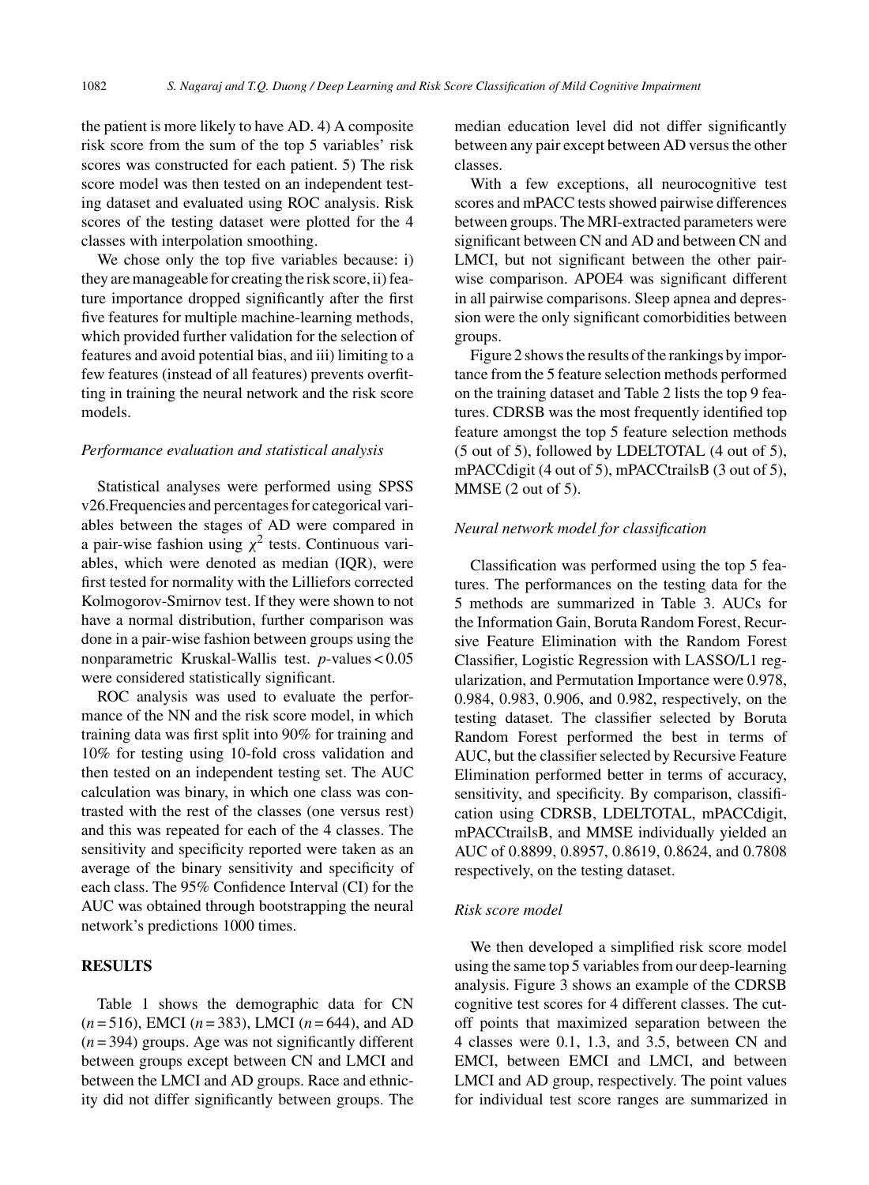the patient is more likely to have AD. 4) A composite risk score from the sum of the top 5 variables' risk scores was constructed for each patient. 5) The risk score model was then tested on an independent testing dataset and evaluated using ROC analysis. Risk scores of the testing dataset were plotted for the 4 classes with interpolation smoothing.

We chose only the top five variables because: i) they are manageable for creating the risk score, ii) feature importance dropped significantly after the first five features for multiple machine-learning methods, which provided further validation for the selection of features and avoid potential bias, and iii) limiting to a few features (instead of all features) prevents overfitting in training the neural network and the risk score models.

### *Performance evaluation and statistical analysis*

Statistical analyses were performed using SPSS v26.Frequencies and percentages for categorical variables between the stages of AD were compared in a pair-wise fashion using $\chi^2$ tests. Continuous variables, which were denoted as median (IQR), were first tested for normality with the Lilliefors corrected Kolmogorov-Smirnov test. If they were shown to not have a normal distribution, further comparison was done in a pair-wise fashion between groups using the nonparametric Kruskal-Wallis test. $p$-values $< 0.05$ were considered statistically significant.

ROC analysis was used to evaluate the performance of the NN and the risk score model, in which training data was first split into 90% for training and 10% for testing using 10-fold cross validation and then tested on an independent testing set. The AUC calculation was binary, in which one class was contrasted with the rest of the classes (one versus rest) and this was repeated for each of the 4 classes. The sensitivity and specificity reported were taken as an average of the binary sensitivity and specificity of each class. The 95% Confidence Interval (CI) for the AUC was obtained through bootstrapping the neural network's predictions 1000 times.

## RESULTS

Table 1 shows the demographic data for CN ($n = 516$), EMCI ($n = 383$), LMCI ($n = 644$), and AD ($n = 394$) groups. Age was not significantly different between groups except between CN and LMCI and between the LMCI and AD groups. Race and ethnicity did not differ significantly between groups. The median education level did not differ significantly between any pair except between AD versus the other classes.

With a few exceptions, all neurocognitive test scores and mPACC tests showed pairwise differences between groups. The MRI-extracted parameters were significant between CN and AD and between CN and LMCI, but not significant between the other pairwise comparison. APOE4 was significant different in all pairwise comparisons. Sleep apnea and depression were the only significant comorbidities between groups.

Figure 2 shows the results of the rankings by importance from the 5 feature selection methods performed on the training dataset and Table 2 lists the top 9 features. CDRSB was the most frequently identified top feature amongst the top 5 feature selection methods (5 out of 5), followed by LDELTOTAL (4 out of 5), mPACCdigit (4 out of 5), mPACCtrailsB (3 out of 5), MMSE (2 out of 5).

### *Neural network model for classification*

Classification was performed using the top 5 features. The performances on the testing data for the 5 methods are summarized in Table 3. AUCs for the Information Gain, Boruta Random Forest, Recursive Feature Elimination with the Random Forest Classifier, Logistic Regression with LASSO/L1 regularization, and Permutation Importance were 0.978, 0.984, 0.983, 0.906, and 0.982, respectively, on the testing dataset. The classifier selected by Boruta Random Forest performed the best in terms of AUC, but the classifier selected by Recursive Feature Elimination performed better in terms of accuracy, sensitivity, and specificity. By comparison, classification using CDRSB, LDELTOTAL, mPACCdigit, mPACCtrailsB, and MMSE individually yielded an AUC of 0.8899, 0.8957, 0.8619, 0.8624, and 0.7808 respectively, on the testing dataset.

### *Risk score model*

We then developed a simplified risk score model using the same top 5 variables from our deep-learning analysis. Figure 3 shows an example of the CDRSB cognitive test scores for 4 different classes. The cutoff points that maximized separation between the 4 classes were 0.1, 1.3, and 3.5, between CN and EMCI, between EMCI and LMCI, and between LMCI and AD group, respectively. The point values for individual test score ranges are summarized in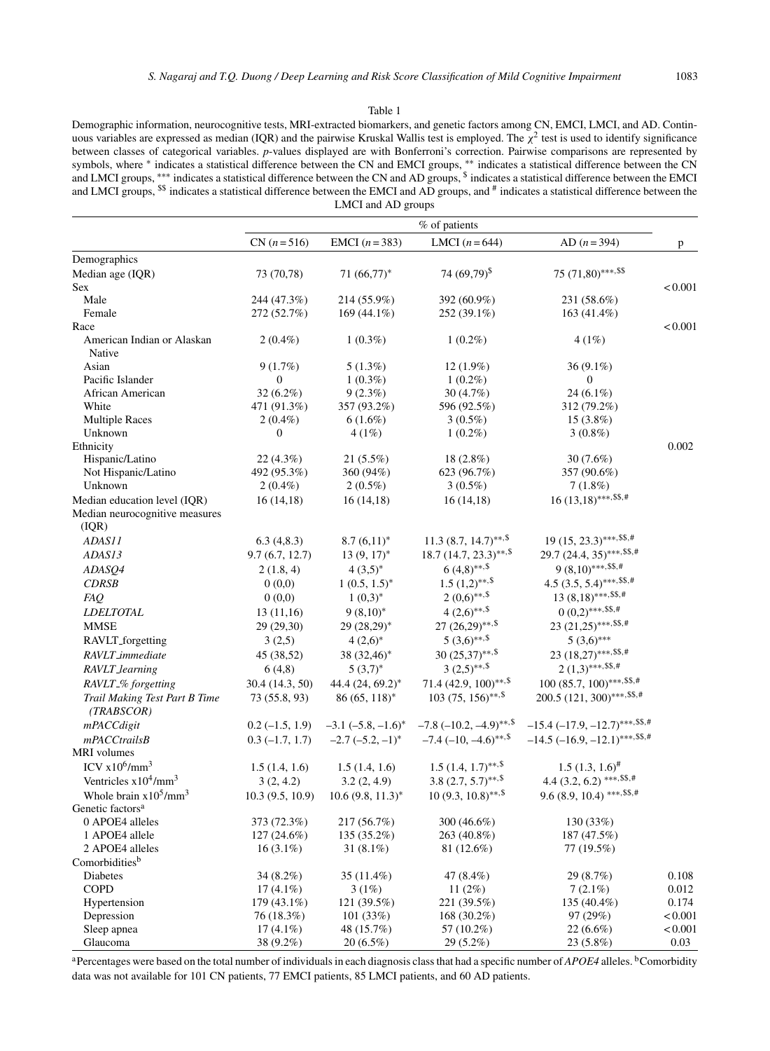Table 1

Demographic information, neurocognitive tests, MRI-extracted biomarkers, and genetic factors among CN, EMCI, LMCI, and AD. Continuous variables are expressed as median (IQR) and the pairwise Kruskal Wallis test is employed. The $\chi^2$ test is used to identify significance between classes of categorical variables. *p*-values displayed are with Bonferroni's correction. Pairwise comparisons are represented by symbols, where * indicates a statistical difference between the CN and EMCI groups, ** indicates a statistical difference between the CN and LMCI groups, *** indicates a statistical difference between the CN and AD groups, $ indicates a statistical difference between the EMCI and LMCI groups, $$ indicates a statistical difference between the EMCI and AD groups, and # indicates a statistical difference between the LMCI and AD groups

| | % of patients | | | | |
|---|---|---|---|---|---|
| | CN ($n$ = 516) | EMCI ($n$ = 383) | LMCI ($n$ = 644) | AD ($n$ = 394) | p |
| Demographics | | | | | |
| Median age (IQR) | 73 (70,78) | 71 (66,77)* | 74 (69,79)$ | 75 (71,80)***,$$ | |
| Sex | | | | | < 0.001 |
| Male | 244 (47.3%) | 214 (55.9%) | 392 (60.9%) | 231 (58.6%) | |
| Female | 272 (52.7%) | 169 (44.1%) | 252 (39.1%) | 163 (41.4%) | |
| Race | | | | | < 0.001 |
| American Indian or Alaskan Native | 2 (0.4%) | 1 (0.3%) | 1 (0.2%) | 4 (1%) | |
| Asian | 9 (1.7%) | 5 (1.3%) | 12 (1.9%) | 36 (9.1%) | |
| Pacific Islander | 0 | 1 (0.3%) | 1 (0.2%) | 0 | |
| African American | 32 (6.2%) | 9 (2.3%) | 30 (4.7%) | 24 (6.1%) | |
| White | 471 (91.3%) | 357 (93.2%) | 596 (92.5%) | 312 (79.2%) | |
| Multiple Races | 2 (0.4%) | 6 (1.6%) | 3 (0.5%) | 15 (3.8%) | |
| Unknown | 0 | 4 (1%) | 1 (0.2%) | 3 (0.8%) | |
| Ethnicity | | | | | 0.002 |
| Hispanic/Latino | 22 (4.3%) | 21 (5.5%) | 18 (2.8%) | 30 (7.6%) | |
| Not Hispanic/Latino | 492 (95.3%) | 360 (94%) | 623 (96.7%) | 357 (90.6%) | |
| Unknown | 2 (0.4%) | 2 (0.5%) | 3 (0.5%) | 7 (1.8%) | |
| Median education level (IQR) | 16 (14,18) | 16 (14,18) | 16 (14,18) | 16 (13,18)***,$$,# | |
| Median neurocognitive measures (IQR) | | | | | |
| *ADAS11* | 6.3 (4,8.3) | 8.7 (6,11)* | 11.3 (8.7, 14.7)**,$ | 19 (15, 23.3)***,$$,# | |
| *ADAS13* | 9.7 (6.7, 12.7) | 13 (9, 17)* | 18.7 (14.7, 23.3)**,$ | 29.7 (24.4, 35)***,$$,# | |
| *ADASQ4* | 2 (1.8, 4) | 4 (3,5)* | 6 (4,8)**,$ | 9 (8,10)***,$$,# | |
| *CDRSB* | 0 (0,0) | 1 (0.5, 1.5)* | 1.5 (1,2)**,$ | 4.5 (3.5, 5.4)***,$$,# | |
| *FAQ* | 0 (0,0) | 1 (0,3)* | 2 (0,6)**,$ | 13 (8,18)***,$$,# | |
| *LDELTOTAL* | 13 (11,16) | 9 (8,10)* | 4 (2,6)**,$ | 0 (0,2)***,$$,# | |
| MMSE | 29 (29,30) | 29 (28,29)* | 27 (26,29)**,$ | 23 (21,25)***,$$,# | |
| RAVLT_forgetting | 3 (2,5) | 4 (2,6)* | 5 (3,6)**,$ | 5 (3,6)*** | |
| *RAVLT_immediate* | 45 (38,52) | 38 (32,46)* | 30 (25,37)**,$ | 23 (18,27)***,$$,# | |
| *RAVLT_learning* | 6 (4,8) | 5 (3,7)* | 3 (2,5)**,$ | 2 (1,3)***,$$,# | |
| *RAVLT_% forgetting* | 30.4 (14.3, 50) | 44.4 (24, 69.2)* | 71.4 (42.9, 100)**,$ | 100 (85.7, 100)***,$$,# | |
| *Trail Making Test Part B Time (TRABSCOR)* | 73 (55.8, 93) | 86 (65, 118)* | 103 (75, 156)**,$ | 200.5 (121, 300)***,$$,# | |
| *mPACCdigit* | 0.2 (–1.5, 1.9) | –3.1 (–5.8, –1.6)* | –7.8 (–10.2, –4.9)**,$ | –15.4 (–17.9, –12.7)***,$$,# | |
| *mPACCtrailsB* | 0.3 (–1.7, 1.7) | –2.7 (–5.2, –1)* | –7.4 (–10, –4.6)**,$ | –14.5 (–16.9, –12.1)***,$$,# | |
| MRI volumes | | | | | |
| ICV $\times 10^6$/mm$^3$ | 1.5 (1.4, 1.6) | 1.5 (1.4, 1.6) | 1.5 (1.4, 1.7)**,$ | 1.5 (1.3, 1.6)# | |
| Ventricles $\times 10^4$/mm$^3$ | 3 (2, 4.2) | 3.2 (2, 4.9) | 3.8 (2.7, 5.7)**,$ | 4.4 (3.2, 6.2) ***,$$,# | |
| Whole brain $\times 10^5$/mm$^3$ | 10.3 (9.5, 10.9) | 10.6 (9.8, 11.3)* | 10 (9.3, 10.8)**,$ | 9.6 (8.9, 10.4) ***,$$,# | |
| Genetic factors[a] | | | | | |
| 0 APOE4 alleles | 373 (72.3%) | 217 (56.7%) | 300 (46.6%) | 130 (33%) | |
| 1 APOE4 allele | 127 (24.6%) | 135 (35.2%) | 263 (40.8%) | 187 (47.5%) | |
| 2 APOE4 alleles | 16 (3.1%) | 31 (8.1%) | 81 (12.6%) | 77 (19.5%) | |
| Comorbidities[b] | | | | | |
| Diabetes | 34 (8.2%) | 35 (11.4%) | 47 (8.4%) | 29 (8.7%) | 0.108 |
| COPD | 17 (4.1%) | 3 (1%) | 11 (2%) | 7 (2.1%) | 0.012 |
| Hypertension | 179 (43.1%) | 121 (39.5%) | 221 (39.5%) | 135 (40.4%) | 0.174 |
| Depression | 76 (18.3%) | 101 (33%) | 168 (30.2%) | 97 (29%) | < 0.001 |
| Sleep apnea | 17 (4.1%) | 48 (15.7%) | 57 (10.2%) | 22 (6.6%) | < 0.001 |
| Glaucoma | 38 (9.2%) | 20 (6.5%) | 29 (5.2%) | 23 (5.8%) | 0.03 |

[a]Percentages were based on the total number of individuals in each diagnosis class that had a specific number of *APOE4* alleles. [b]Comorbidity data was not available for 101 CN patients, 77 EMCI patients, 85 LMCI patients, and 60 AD patients.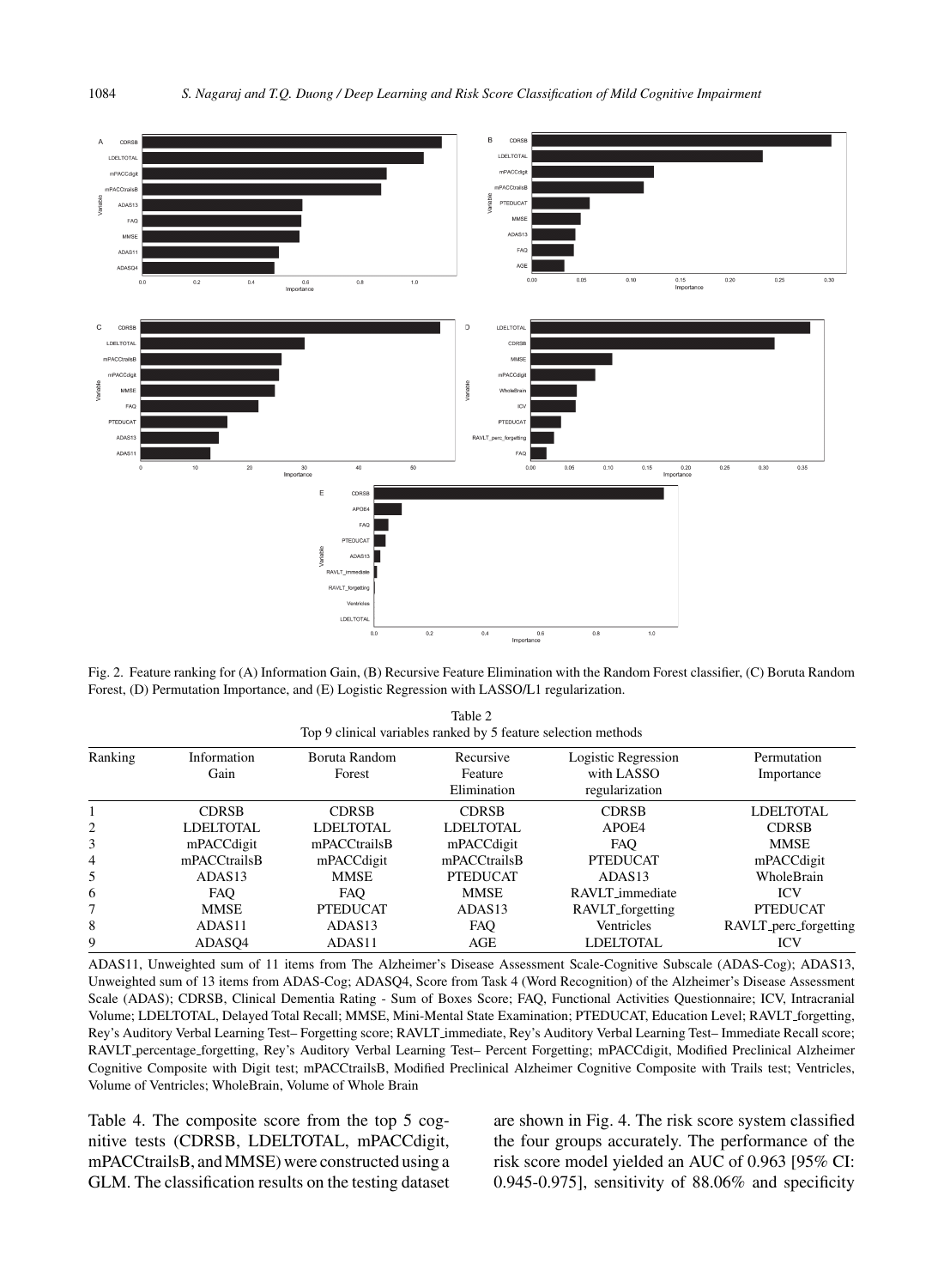Fig. 2. Feature ranking for (A) Information Gain, (B) Recursive Feature Elimination with the Random Forest classifier, (C) Boruta Random Forest, (D) Permutation Importance, and (E) Logistic Regression with LASSO/L1 regularization.

Table 2
Top 9 clinical variables ranked by 5 feature selection methods

| Ranking | Information Gain | Boruta Random Forest | Recursive Feature Elimination | Logistic Regression with LASSO regularization | Permutation Importance |
|---|---|---|---|---|---|
| 1 | CDRSB | CDRSB | CDRSB | CDRSB | LDELTOTAL |
| 2 | LDELTOTAL | LDELTOTAL | LDELTOTAL | APOE4 | CDRSB |
| 3 | mPACCdigit | mPACCtrailsB | mPACCdigit | FAQ | MMSE |
| 4 | mPACCtrailsB | mPACCdigit | mPACCtrailsB | PTEDUCAT | mPACCdigit |
| 5 | ADAS13 | MMSE | PTEDUCAT | ADAS13 | WholeBrain |
| 6 | FAQ | FAQ | MMSE | RAVLT_immediate | ICV |
| 7 | MMSE | PTEDUCAT | ADAS13 | RAVLT_forgetting | PTEDUCAT |
| 8 | ADAS11 | ADAS13 | FAQ | Ventricles | RAVLT_perc_forgetting |
| 9 | ADASQ4 | ADAS11 | AGE | LDELTOTAL | ICV |

ADAS11, Unweighted sum of 11 items from The Alzheimer's Disease Assessment Scale-Cognitive Subscale (ADAS-Cog); ADAS13, Unweighted sum of 13 items from ADAS-Cog; ADASQ4, Score from Task 4 (Word Recognition) of the Alzheimer's Disease Assessment Scale (ADAS); CDRSB, Clinical Dementia Rating - Sum of Boxes Score; FAQ, Functional Activities Questionnaire; ICV, Intracranial Volume; LDELTOTAL, Delayed Total Recall; MMSE, Mini-Mental State Examination; PTEDUCAT, Education Level; RAVLT_forgetting, Rey's Auditory Verbal Learning Test– Forgetting score; RAVLT_immediate, Rey's Auditory Verbal Learning Test– Immediate Recall score; RAVLT_percentage_forgetting, Rey's Auditory Verbal Learning Test– Percent Forgetting; mPACCdigit, Modified Preclinical Alzheimer Cognitive Composite with Digit test; mPACCtrailsB, Modified Preclinical Alzheimer Cognitive Composite with Trails test; Ventricles, Volume of Ventricles; WholeBrain, Volume of Whole Brain

Table 4. The composite score from the top 5 cognitive tests (CDRSB, LDELTOTAL, mPACCdigit, mPACCtrailsB, and MMSE) were constructed using a GLM. The classification results on the testing dataset are shown in Fig. 4. The risk score system classified the four groups accurately. The performance of the risk score model yielded an AUC of 0.963 [95% CI: 0.945-0.975], sensitivity of 88.06% and specificity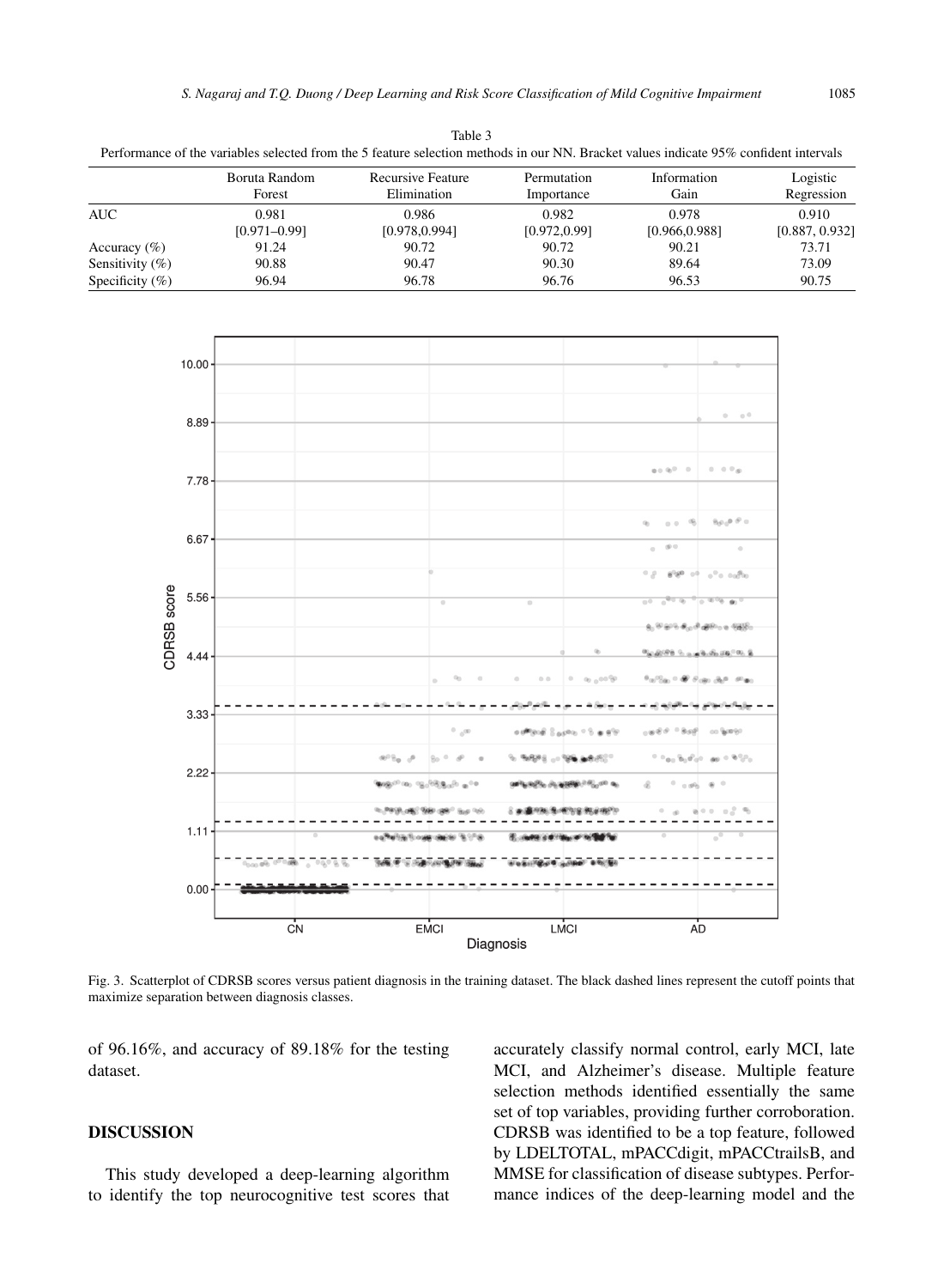Table 3
Performance of the variables selected from the 5 feature selection methods in our NN. Bracket values indicate 95% confident intervals

| | Boruta Random Forest | Recursive Feature Elimination | Permutation Importance | Information Gain | Logistic Regression |
|---|---|---|---|---|---|
| AUC | 0.981 [0.971–0.99] | 0.986 [0.978,0.994] | 0.982 [0.972,0.99] | 0.978 [0.966,0.988] | 0.910 [0.887, 0.932] |
| Accuracy (%) | 91.24 | 90.72 | 90.72 | 90.21 | 73.71 |
| Sensitivity (%) | 90.88 | 90.47 | 90.30 | 89.64 | 73.09 |
| Specificity (%) | 96.94 | 96.78 | 96.76 | 96.53 | 90.75 |

Fig. 3. Scatterplot of CDRSB scores versus patient diagnosis in the training dataset. The black dashed lines represent the cutoff points that maximize separation between diagnosis classes.

of 96.16%, and accuracy of 89.18% for the testing dataset.

## DISCUSSION

This study developed a deep-learning algorithm to identify the top neurocognitive test scores that accurately classify normal control, early MCI, late MCI, and Alzheimer's disease. Multiple feature selection methods identified essentially the same set of top variables, providing further corroboration. CDRSB was identified to be a top feature, followed by LDELTOTAL, mPACCdigit, mPACCtrailsB, and MMSE for classification of disease subtypes. Performance indices of the deep-learning model and the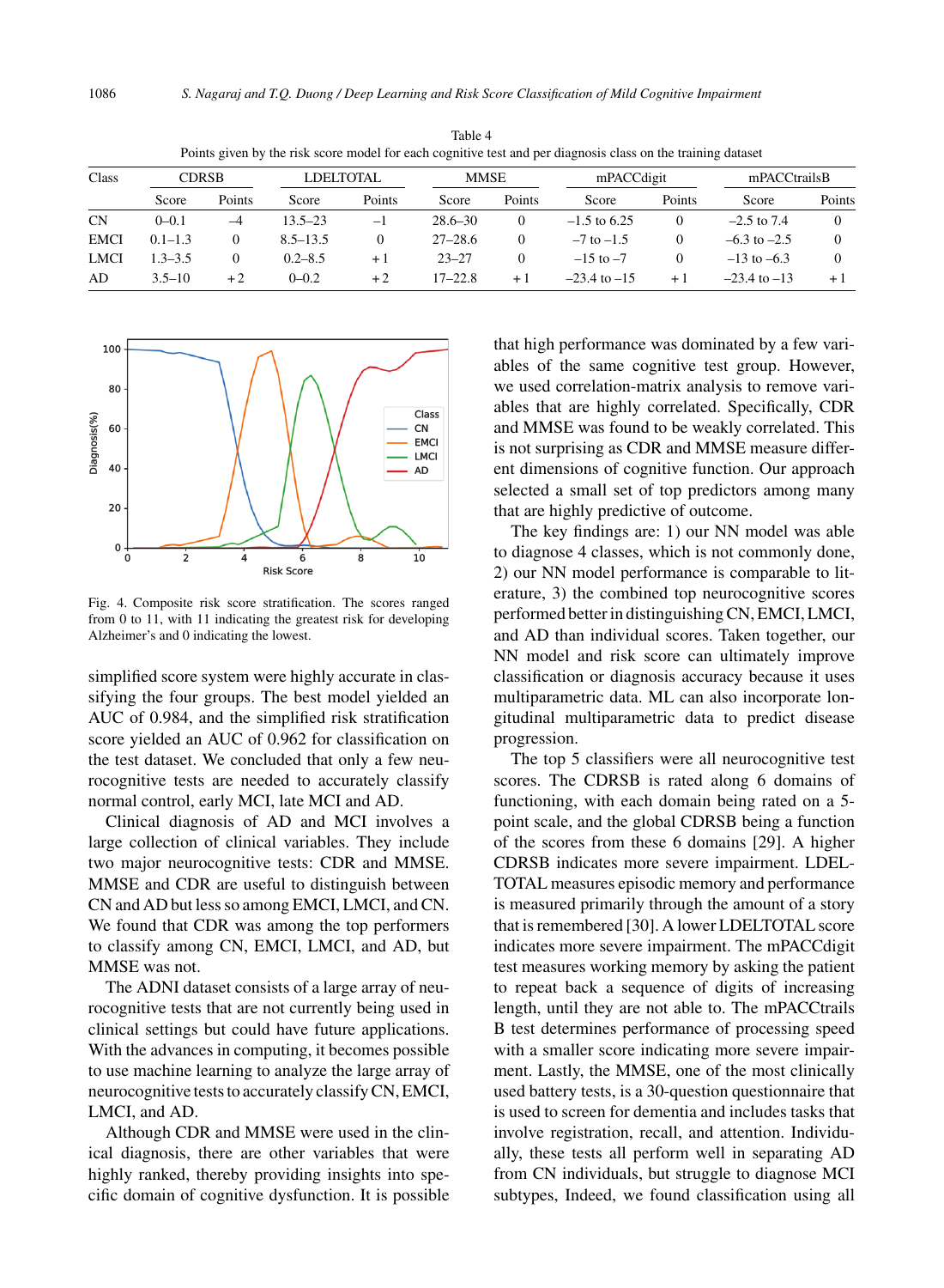Table 4

Points given by the risk score model for each cognitive test and per diagnosis class on the training dataset

| Class | CDRSB | | LDELTOTAL | | MMSE | | mPACCdigit | | mPACCtrailsB | |
|---|---|---|---|---|---|---|---|---|---|---|
| | Score | Points | Score | Points | Score | Points | Score | Points | Score | Points |
| CN | 0–0.1 | –4 | 13.5–23 | –1 | 28.6–30 | 0 | –1.5 to 6.25 | 0 | –2.5 to 7.4 | 0 |
| EMCI | 0.1–1.3 | 0 | 8.5–13.5 | 0 | 27–28.6 | 0 | –7 to –1.5 | 0 | –6.3 to –2.5 | 0 |
| LMCI | 1.3–3.5 | 0 | 0.2–8.5 | +1 | 23–27 | 0 | –15 to –7 | 0 | –13 to –6.3 | 0 |
| AD | 3.5–10 | +2 | 0–0.2 | +2 | 17–22.8 | +1 | –23.4 to –15 | +1 | –23.4 to –13 | +1 |

Fig. 4. Composite risk score stratification. The scores ranged from 0 to 11, with 11 indicating the greatest risk for developing Alzheimer's and 0 indicating the lowest.

simplified score system were highly accurate in classifying the four groups. The best model yielded an AUC of 0.984, and the simplified risk stratification score yielded an AUC of 0.962 for classification on the test dataset. We concluded that only a few neurocognitive tests are needed to accurately classify normal control, early MCI, late MCI and AD.

Clinical diagnosis of AD and MCI involves a large collection of clinical variables. They include two major neurocognitive tests: CDR and MMSE. MMSE and CDR are useful to distinguish between CN and AD but less so among EMCI, LMCI, and CN. We found that CDR was among the top performers to classify among CN, EMCI, LMCI, and AD, but MMSE was not.

The ADNI dataset consists of a large array of neurocognitive tests that are not currently being used in clinical settings but could have future applications. With the advances in computing, it becomes possible to use machine learning to analyze the large array of neurocognitive tests to accurately classify CN, EMCI, LMCI, and AD.

Although CDR and MMSE were used in the clinical diagnosis, there are other variables that were highly ranked, thereby providing insights into specific domain of cognitive dysfunction. It is possible that high performance was dominated by a few variables of the same cognitive test group. However, we used correlation-matrix analysis to remove variables that are highly correlated. Specifically, CDR and MMSE was found to be weakly correlated. This is not surprising as CDR and MMSE measure different dimensions of cognitive function. Our approach selected a small set of top predictors among many that are highly predictive of outcome.

The key findings are: 1) our NN model was able to diagnose 4 classes, which is not commonly done, 2) our NN model performance is comparable to literature, 3) the combined top neurocognitive scores performed better in distinguishing CN, EMCI, LMCI, and AD than individual scores. Taken together, our NN model and risk score can ultimately improve classification or diagnosis accuracy because it uses multiparametric data. ML can also incorporate longitudinal multiparametric data to predict disease progression.

The top 5 classifiers were all neurocognitive test scores. The CDRSB is rated along 6 domains of functioning, with each domain being rated on a 5-point scale, and the global CDRSB being a function of the scores from these 6 domains [29]. A higher CDRSB indicates more severe impairment. LDELTOTAL measures episodic memory and performance is measured primarily through the amount of a story that is remembered [30]. A lower LDELTOTAL score indicates more severe impairment. The mPACCdigit test measures working memory by asking the patient to repeat back a sequence of digits of increasing length, until they are not able to. The mPACCtrails B test determines performance of processing speed with a smaller score indicating more severe impairment. Lastly, the MMSE, one of the most clinically used battery tests, is a 30-question questionnaire that is used to screen for dementia and includes tasks that involve registration, recall, and attention. Individually, these tests all perform well in separating AD from CN individuals, but struggle to diagnose MCI subtypes, Indeed, we found classification using all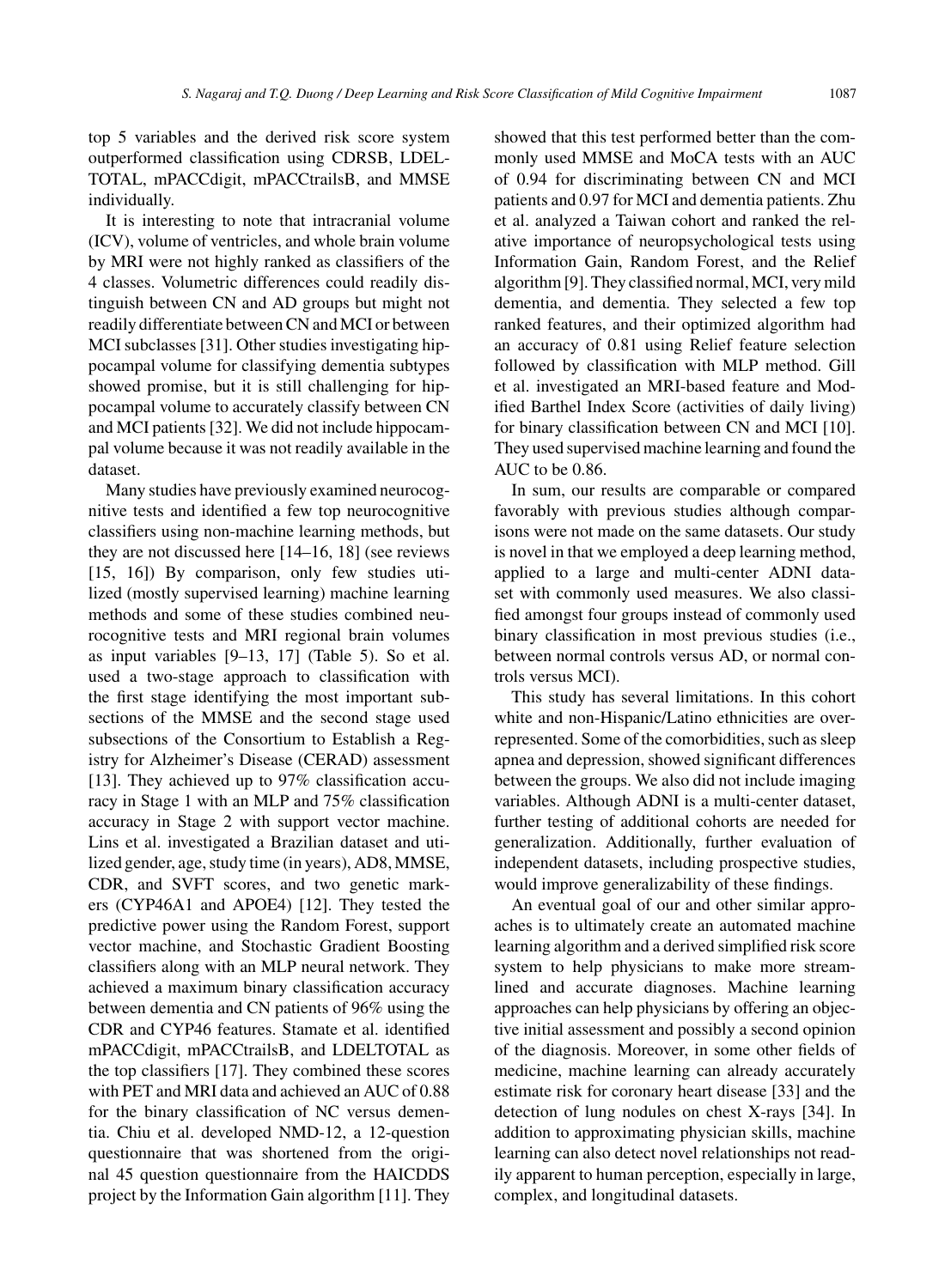top 5 variables and the derived risk score system outperformed classification using CDRSB, LDELTOTAL, mPACCdigit, mPACCtrailsB, and MMSE individually.

It is interesting to note that intracranial volume (ICV), volume of ventricles, and whole brain volume by MRI were not highly ranked as classifiers of the 4 classes. Volumetric differences could readily distinguish between CN and AD groups but might not readily differentiate between CN and MCI or between MCI subclasses [31]. Other studies investigating hippocampal volume for classifying dementia subtypes showed promise, but it is still challenging for hippocampal volume to accurately classify between CN and MCI patients [32]. We did not include hippocampal volume because it was not readily available in the dataset.

Many studies have previously examined neurocognitive tests and identified a few top neurocognitive classifiers using non-machine learning methods, but they are not discussed here [14–16, 18] (see reviews [15, 16]) By comparison, only few studies utilized (mostly supervised learning) machine learning methods and some of these studies combined neurocognitive tests and MRI regional brain volumes as input variables [9–13, 17] (Table 5). So et al. used a two-stage approach to classification with the first stage identifying the most important subsections of the MMSE and the second stage used subsections of the Consortium to Establish a Registry for Alzheimer's Disease (CERAD) assessment [13]. They achieved up to 97% classification accuracy in Stage 1 with an MLP and 75% classification accuracy in Stage 2 with support vector machine. Lins et al. investigated a Brazilian dataset and utilized gender, age, study time (in years), AD8, MMSE, CDR, and SVFT scores, and two genetic markers (CYP46A1 and APOE4) [12]. They tested the predictive power using the Random Forest, support vector machine, and Stochastic Gradient Boosting classifiers along with an MLP neural network. They achieved a maximum binary classification accuracy between dementia and CN patients of 96% using the CDR and CYP46 features. Stamate et al. identified mPACCdigit, mPACCtrailsB, and LDELTOTAL as the top classifiers [17]. They combined these scores with PET and MRI data and achieved an AUC of 0.88 for the binary classification of NC versus dementia. Chiu et al. developed NMD-12, a 12-question questionnaire that was shortened from the original 45 question questionnaire from the HAICDDS project by the Information Gain algorithm [11]. They showed that this test performed better than the commonly used MMSE and MoCA tests with an AUC of 0.94 for discriminating between CN and MCI patients and 0.97 for MCI and dementia patients. Zhu et al. analyzed a Taiwan cohort and ranked the relative importance of neuropsychological tests using Information Gain, Random Forest, and the Relief algorithm [9]. They classified normal, MCI, very mild dementia, and dementia. They selected a few top ranked features, and their optimized algorithm had an accuracy of 0.81 using Relief feature selection followed by classification with MLP method. Gill et al. investigated an MRI-based feature and Modified Barthel Index Score (activities of daily living) for binary classification between CN and MCI [10]. They used supervised machine learning and found the AUC to be 0.86.

In sum, our results are comparable or compared favorably with previous studies although comparisons were not made on the same datasets. Our study is novel in that we employed a deep learning method, applied to a large and multi-center ADNI dataset with commonly used measures. We also classified amongst four groups instead of commonly used binary classification in most previous studies (i.e., between normal controls versus AD, or normal controls versus MCI).

This study has several limitations. In this cohort white and non-Hispanic/Latino ethnicities are overrepresented. Some of the comorbidities, such as sleep apnea and depression, showed significant differences between the groups. We also did not include imaging variables. Although ADNI is a multi-center dataset, further testing of additional cohorts are needed for generalization. Additionally, further evaluation of independent datasets, including prospective studies, would improve generalizability of these findings.

An eventual goal of our and other similar approaches is to ultimately create an automated machine learning algorithm and a derived simplified risk score system to help physicians to make more streamlined and accurate diagnoses. Machine learning approaches can help physicians by offering an objective initial assessment and possibly a second opinion of the diagnosis. Moreover, in some other fields of medicine, machine learning can already accurately estimate risk for coronary heart disease [33] and the detection of lung nodules on chest X-rays [34]. In addition to approximating physician skills, machine learning can also detect novel relationships not readily apparent to human perception, especially in large, complex, and longitudinal datasets.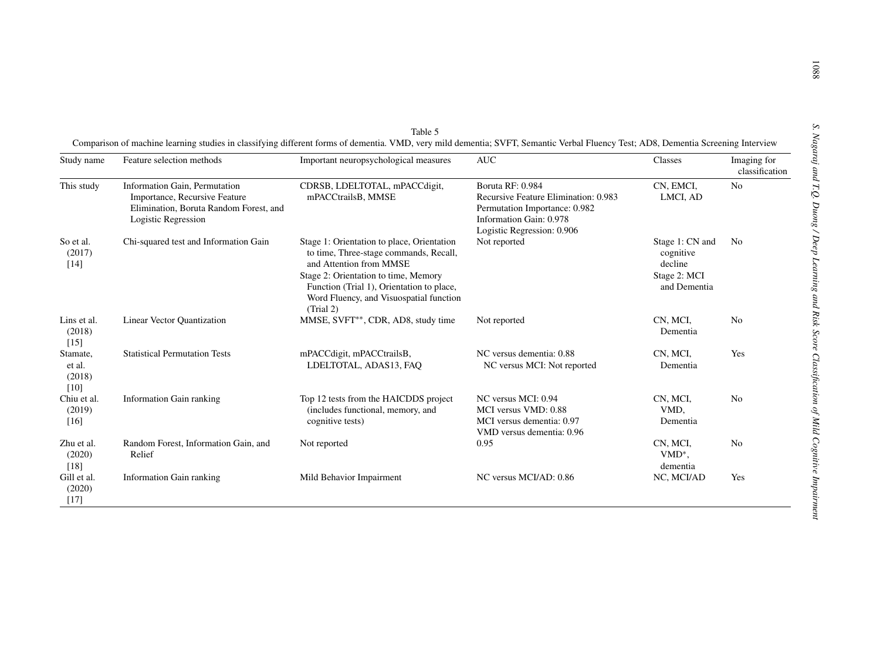Table 5

Comparison of machine learning studies in classifying different forms of dementia. VMD, very mild dementia; SVFT, Semantic Verbal Fluency Test; AD8, Dementia Screening Interview

| Study name | Feature selection methods | Important neuropsychological measures | AUC | Classes | Imaging for classification |
|---|---|---|---|---|---|
| This study | Information Gain, Permutation Importance, Recursive Feature Elimination, Boruta Random Forest, and Logistic Regression | CDRSB, LDELTOTAL, mPACCdigit, mPACCtrailsB, MMSE | Boruta RF: 0.984<br>Recursive Feature Elimination: 0.983<br>Permutation Importance: 0.982<br>Information Gain: 0.978<br>Logistic Regression: 0.906 | CN, EMCI, LMCI, AD | No |
| So et al. (2017) [14] | Chi-squared test and Information Gain | Stage 1: Orientation to place, Orientation to time, Three-stage commands, Recall, and Attention from MMSE<br>Stage 2: Orientation to time, Memory Function (Trial 1), Orientation to place, Word Fluency, and Visuospatial function (Trial 2) | Not reported | Stage 1: CN and cognitive decline<br>Stage 2: MCI and Dementia | No |
| Lins et al. (2018) [15] | Linear Vector Quantization | MMSE, SVFT**, CDR, AD8, study time | Not reported | CN, MCI, Dementia | No |
| Stamate, et al. (2018) [10] | Statistical Permutation Tests | mPACCdigit, mPACCtrailsB, LDELTOTAL, ADAS13, FAQ | NC versus dementia: 0.88<br>NC versus MCI: Not reported | CN, MCI, Dementia | Yes |
| Chiu et al. (2019) [16] | Information Gain ranking | Top 12 tests from the HAICDDS project (includes functional, memory, and cognitive tests) | NC versus MCI: 0.94<br>MCI versus VMD: 0.88<br>MCI versus dementia: 0.97<br>VMD versus dementia: 0.96 | CN, MCI, VMD, Dementia | No |
| Zhu et al. (2020) [18] | Random Forest, Information Gain, and Relief | Not reported | 0.95 | CN, MCI, VMD*, dementia | No |
| Gill et al. (2020) [17] | Information Gain ranking | Mild Behavior Impairment | NC versus MCI/AD: 0.86 | NC, MCI/AD | Yes |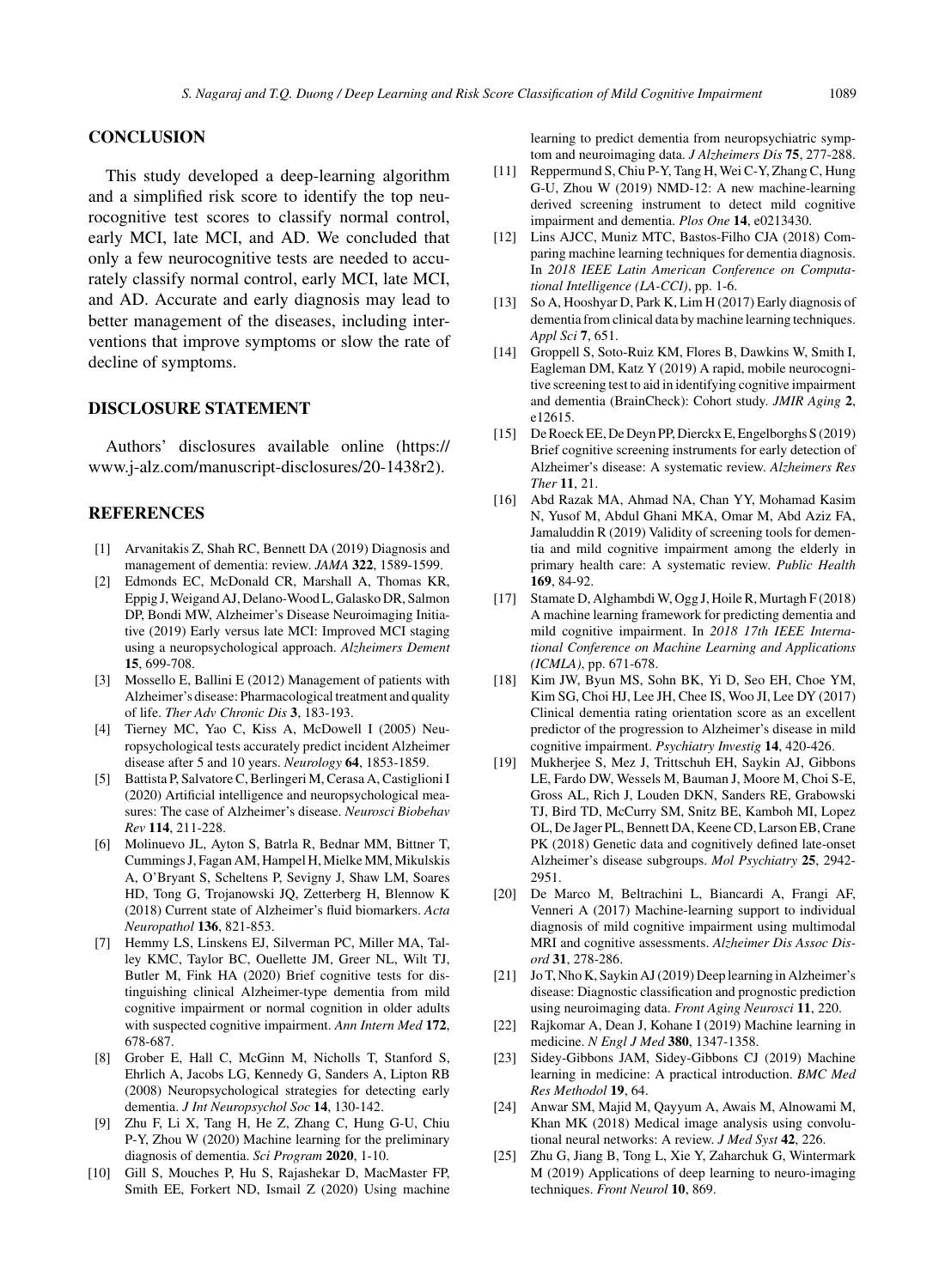## CONCLUSION

This study developed a deep-learning algorithm and a simplified risk score to identify the top neurocognitive test scores to classify normal control, early MCI, late MCI, and AD. We concluded that only a few neurocognitive tests are needed to accurately classify normal control, early MCI, late MCI, and AD. Accurate and early diagnosis may lead to better management of the diseases, including interventions that improve symptoms or slow the rate of decline of symptoms.

## DISCLOSURE STATEMENT

Authors' disclosures available online (https://www.j-alz.com/manuscript-disclosures/20-1438r2).

## REFERENCES

[1] Arvanitakis Z, Shah RC, Bennett DA (2019) Diagnosis and management of dementia: review. *JAMA* **322**, 1589-1599.

[2] Edmonds EC, McDonald CR, Marshall A, Thomas KR, Eppig J, Weigand AJ, Delano-Wood L, Galasko DR, Salmon DP, Bondi MW, Alzheimer's Disease Neuroimaging Initiative (2019) Early versus late MCI: Improved MCI staging using a neuropsychological approach. *Alzheimers Dement* **15**, 699-708.

[3] Mossello E, Ballini E (2012) Management of patients with Alzheimer's disease: Pharmacological treatment and quality of life. *Ther Adv Chronic Dis* **3**, 183-193.

[4] Tierney MC, Yao C, Kiss A, McDowell I (2005) Neuropsychological tests accurately predict incident Alzheimer disease after 5 and 10 years. *Neurology* **64**, 1853-1859.

[5] Battista P, Salvatore C, Berlingeri M, Cerasa A, Castiglioni I (2020) Artificial intelligence and neuropsychological measures: The case of Alzheimer's disease. *Neurosci Biobehav Rev* **114**, 211-228.

[6] Molinuevo JL, Ayton S, Batrla R, Bednar MM, Bittner T, Cummings J, Fagan AM, Hampel H, Mielke MM, Mikulskis A, O'Bryant S, Scheltens P, Sevigny J, Shaw LM, Soares HD, Tong G, Trojanowski JQ, Zetterberg H, Blennow K (2018) Current state of Alzheimer's fluid biomarkers. *Acta Neuropathol* **136**, 821-853.

[7] Hemmy LS, Linskens EJ, Silverman PC, Miller MA, Talley KMC, Taylor BC, Ouellette JM, Greer NL, Wilt TJ, Butler M, Fink HA (2020) Brief cognitive tests for distinguishing clinical Alzheimer-type dementia from mild cognitive impairment or normal cognition in older adults with suspected cognitive impairment. *Ann Intern Med* **172**, 678-687.

[8] Grober E, Hall C, McGinn M, Nicholls T, Stanford S, Ehrlich A, Jacobs LG, Kennedy G, Sanders A, Lipton RB (2008) Neuropsychological strategies for detecting early dementia. *J Int Neuropsychol Soc* **14**, 130-142.

[9] Zhu F, Li X, Tang H, He Z, Zhang C, Hung G-U, Chiu P-Y, Zhou W (2020) Machine learning for the preliminary diagnosis of dementia. *Sci Program* **2020**, 1-10.

[10] Gill S, Mouches P, Hu S, Rajashekar D, MacMaster FP, Smith EE, Forkert ND, Ismail Z (2020) Using machine learning to predict dementia from neuropsychiatric symptom and neuroimaging data. *J Alzheimers Dis* **75**, 277-288.

[11] Reppermund S, Chiu P-Y, Tang H, Wei C-Y, Zhang C, Hung G-U, Zhou W (2019) NMD-12: A new machine-learning derived screening instrument to detect mild cognitive impairment and dementia. *Plos One* **14**, e0213430.

[12] Lins AJCC, Muniz MTC, Bastos-Filho CJA (2018) Comparing machine learning techniques for dementia diagnosis. In *2018 IEEE Latin American Conference on Computational Intelligence (LA-CCI)*, pp. 1-6.

[13] So A, Hooshyar D, Park K, Lim H (2017) Early diagnosis of dementia from clinical data by machine learning techniques. *Appl Sci* **7**, 651.

[14] Groppell S, Soto-Ruiz KM, Flores B, Dawkins W, Smith I, Eagleman DM, Katz Y (2019) A rapid, mobile neurocognitive screening test to aid in identifying cognitive impairment and dementia (BrainCheck): Cohort study. *JMIR Aging* **2**, e12615.

[15] De Roeck EE, De Deyn PP, Dierckx E, Engelborghs S (2019) Brief cognitive screening instruments for early detection of Alzheimer's disease: A systematic review. *Alzheimers Res Ther* **11**, 21.

[16] Abd Razak MA, Ahmad NA, Chan YY, Mohamad Kasim N, Yusof M, Abdul Ghani MKA, Omar M, Abd Aziz FA, Jamaluddin R (2019) Validity of screening tools for dementia and mild cognitive impairment among the elderly in primary health care: A systematic review. *Public Health* **169**, 84-92.

[17] Stamate D, Alghambdi W, Ogg J, Hoile R, Murtagh F (2018) A machine learning framework for predicting dementia and mild cognitive impairment. In *2018 17th IEEE International Conference on Machine Learning and Applications (ICMLA)*, pp. 671-678.

[18] Kim JW, Byun MS, Sohn BK, Yi D, Seo EH, Choe YM, Kim SG, Choi HJ, Lee JH, Chee IS, Woo JI, Lee DY (2017) Clinical dementia rating orientation score as an excellent predictor of the progression to Alzheimer's disease in mild cognitive impairment. *Psychiatry Investig* **14**, 420-426.

[19] Mukherjee S, Mez J, Trittschuh EH, Saykin AJ, Gibbons LE, Fardo DW, Wessels M, Bauman J, Moore M, Choi S-E, Gross AL, Rich J, Louden DKN, Sanders RE, Grabowski TJ, Bird TD, McCurry SM, Snitz BE, Kamboh MI, Lopez OL, De Jager PL, Bennett DA, Keene CD, Larson EB, Crane PK (2018) Genetic data and cognitively defined late-onset Alzheimer's disease subgroups. *Mol Psychiatry* **25**, 2942-2951.

[20] De Marco M, Beltrachini L, Biancardi A, Frangi AF, Venneri A (2017) Machine-learning support to individual diagnosis of mild cognitive impairment using multimodal MRI and cognitive assessments. *Alzheimer Dis Assoc Disord* **31**, 278-286.

[21] Jo T, Nho K, Saykin AJ (2019) Deep learning in Alzheimer's disease: Diagnostic classification and prognostic prediction using neuroimaging data. *Front Aging Neurosci* **11**, 220.

[22] Rajkomar A, Dean J, Kohane I (2019) Machine learning in medicine. *N Engl J Med* **380**, 1347-1358.

[23] Sidey-Gibbons JAM, Sidey-Gibbons CJ (2019) Machine learning in medicine: A practical introduction. *BMC Med Res Methodol* **19**, 64.

[24] Anwar SM, Majid M, Qayyum A, Awais M, Alnowami M, Khan MK (2018) Medical image analysis using convolutional neural networks: A review. *J Med Syst* **42**, 226.

[25] Zhu G, Jiang B, Tong L, Xie Y, Zaharchuk G, Wintermark M (2019) Applications of deep learning to neuro-imaging techniques. *Front Neurol* **10**, 869.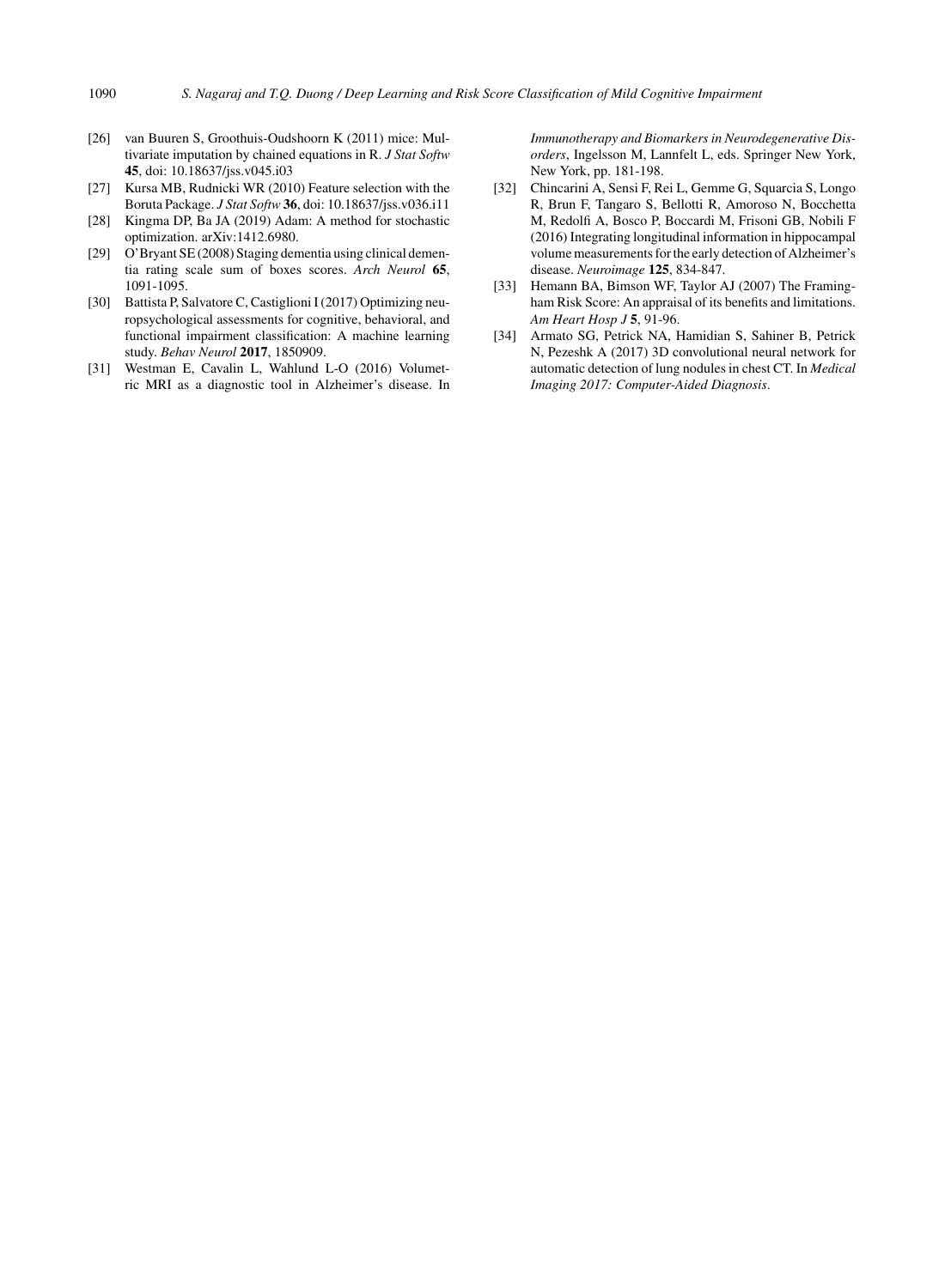[26] van Buuren S, Groothuis-Oudshoorn K (2011) mice: Multivariate imputation by chained equations in R. *J Stat Softw* **45**, doi: 10.18637/jss.v045.i03

[27] Kursa MB, Rudnicki WR (2010) Feature selection with the Boruta Package. *J Stat Softw* **36**, doi: 10.18637/jss.v036.i11

[28] Kingma DP, Ba JA (2019) Adam: A method for stochastic optimization. arXiv:1412.6980.

[29] O'Bryant SE (2008) Staging dementia using clinical dementia rating scale sum of boxes scores. *Arch Neurol* **65**, 1091-1095.

[30] Battista P, Salvatore C, Castiglioni I (2017) Optimizing neuropsychological assessments for cognitive, behavioral, and functional impairment classification: A machine learning study. *Behav Neurol* **2017**, 1850909.

[31] Westman E, Cavalin L, Wahlund L-O (2016) Volumetric MRI as a diagnostic tool in Alzheimer's disease. In *Immunotherapy and Biomarkers in Neurodegenerative Disorders*, Ingelsson M, Lannfelt L, eds. Springer New York, New York, pp. 181-198.

[32] Chincarini A, Sensi F, Rei L, Gemme G, Squarcia S, Longo R, Brun F, Tangaro S, Bellotti R, Amoroso N, Bocchetta M, Redolfi A, Bosco P, Boccardi M, Frisoni GB, Nobili F (2016) Integrating longitudinal information in hippocampal volume measurements for the early detection of Alzheimer's disease. *Neuroimage* **125**, 834-847.

[33] Hemann BA, Bimson WF, Taylor AJ (2007) The Framingham Risk Score: An appraisal of its benefits and limitations. *Am Heart Hosp J* **5**, 91-96.

[34] Armato SG, Petrick NA, Hamidian S, Sahiner B, Petrick N, Pezeshk A (2017) 3D convolutional neural network for automatic detection of lung nodules in chest CT. In *Medical Imaging 2017: Computer-Aided Diagnosis*.